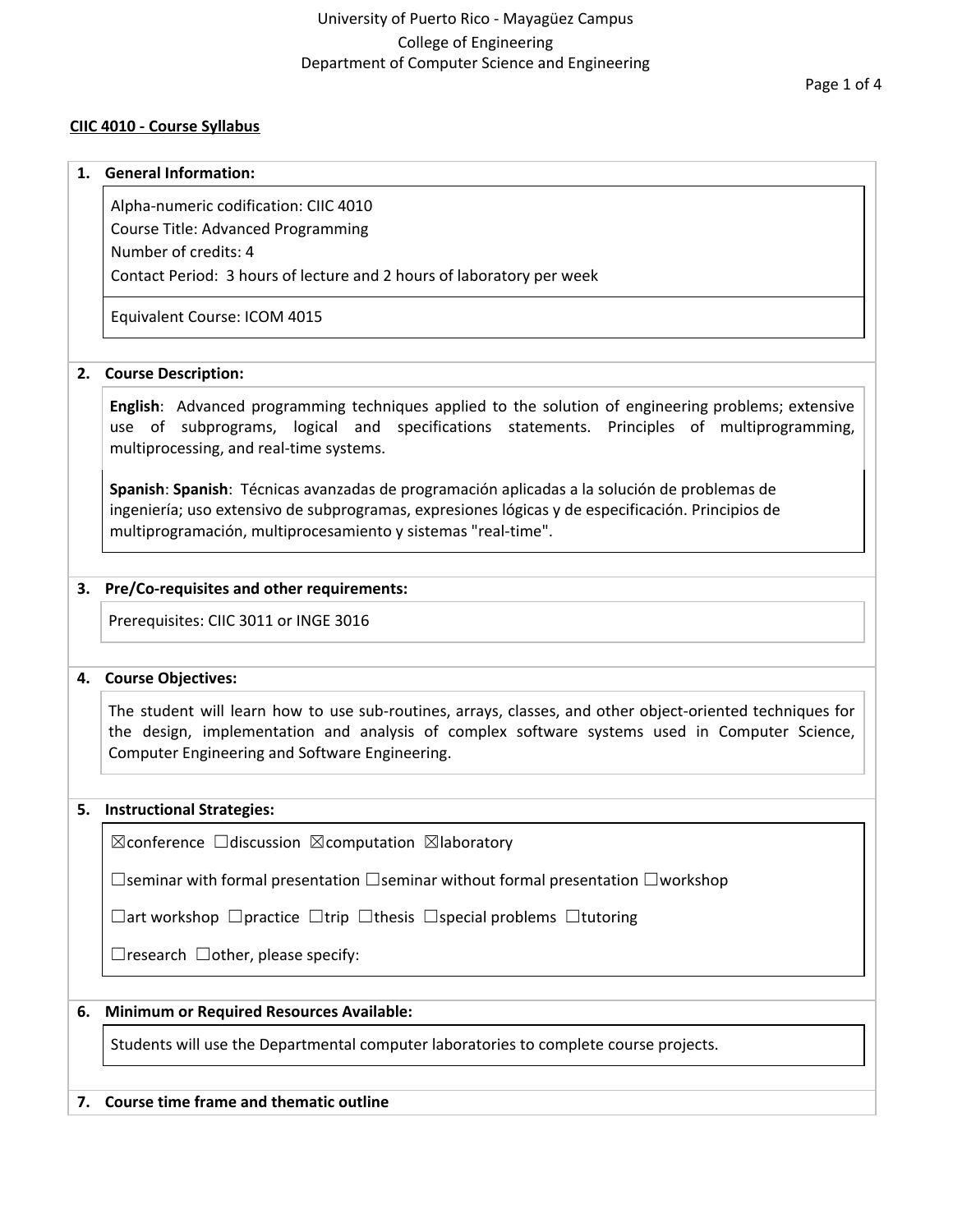University of Puerto Rico - Mayagüez Campus
College of Engineering
Department of Computer Science and Engineering

**CIIC 4010 - Course Syllabus**

## 1. General Information:

Alpha-numeric codification: CIIC 4010
Course Title: Advanced Programming
Number of credits: 4
Contact Period: 3 hours of lecture and 2 hours of laboratory per week

Equivalent Course: ICOM 4015

## 2. Course Description:

**English**: Advanced programming techniques applied to the solution of engineering problems; extensive use of subprograms, logical and specifications statements. Principles of multiprogramming, multiprocessing, and real-time systems.

**Spanish**: **Spanish**: Técnicas avanzadas de programación aplicadas a la solución de problemas de ingeniería; uso extensivo de subprogramas, expresiones lógicas y de especificación. Principios de multiprogramación, multiprocesamiento y sistemas "real-time".

## 3. Pre/Co-requisites and other requirements:

Prerequisites: CIIC 3011 or INGE 3016

## 4. Course Objectives:

The student will learn how to use sub-routines, arrays, classes, and other object-oriented techniques for the design, implementation and analysis of complex software systems used in Computer Science, Computer Engineering and Software Engineering.

## 5. Instructional Strategies:

☒conference ☐discussion ☒computation ☒laboratory

☐seminar with formal presentation ☐seminar without formal presentation ☐workshop

☐art workshop ☐practice ☐trip ☐thesis ☐special problems ☐tutoring

☐research ☐other, please specify:

## 6. Minimum or Required Resources Available:

Students will use the Departmental computer laboratories to complete course projects.

## 7. Course time frame and thematic outline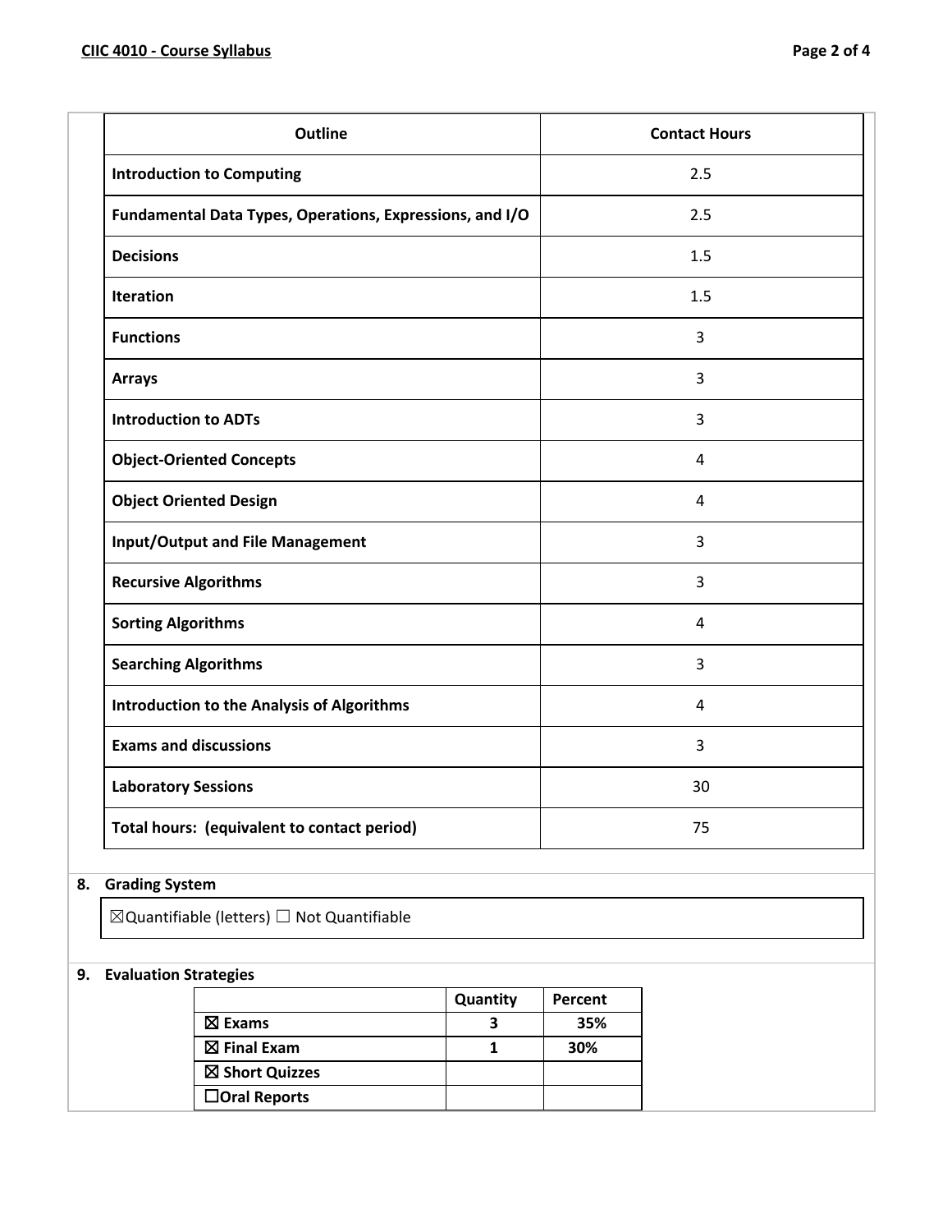| Outline | Contact Hours |
|---|---|
| **Introduction to Computing** | 2.5 |
| **Fundamental Data Types, Operations, Expressions, and I/O** | 2.5 |
| **Decisions** | 1.5 |
| **Iteration** | 1.5 |
| **Functions** | 3 |
| **Arrays** | 3 |
| **Introduction to ADTs** | 3 |
| **Object-Oriented Concepts** | 4 |
| **Object Oriented Design** | 4 |
| **Input/Output and File Management** | 3 |
| **Recursive Algorithms** | 3 |
| **Sorting Algorithms** | 4 |
| **Searching Algorithms** | 3 |
| **Introduction to the Analysis of Algorithms** | 4 |
| **Exams and discussions** | 3 |
| **Laboratory Sessions** | 30 |
| **Total hours: (equivalent to contact period)** | 75 |

## 8. Grading System

☒Quantifiable (letters) ☐ Not Quantifiable

## 9. Evaluation Strategies

| | Quantity | Percent |
|---|---|---|
| ☒ **Exams** | **3** | **35%** |
| ☒ **Final Exam** | **1** | **30%** |
| ☒ **Short Quizzes** | | |
| ☐**Oral Reports** | | |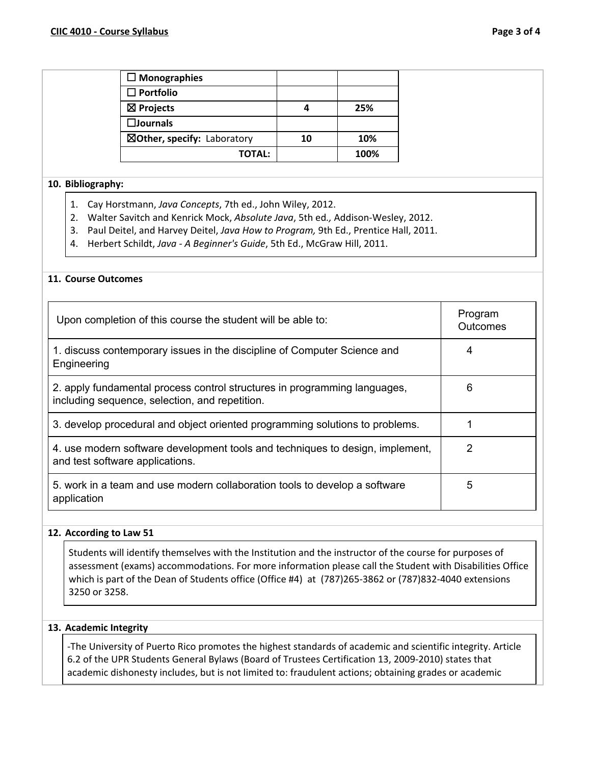| | | |
|---|---|---|
| ☐ **Monographies** | | |
| ☐ **Portfolio** | | |
| ☒ **Projects** | **4** | **25%** |
| ☐**Journals** | | |
| ☒**Other, specify:** Laboratory | **10** | **10%** |
| **TOTAL:** | | **100%** |

**10. Bibliography:**

1. Cay Horstmann, *Java Concepts*, 7th ed., John Wiley, 2012.
2. Walter Savitch and Kenrick Mock, *Absolute Java*, 5th ed*.,* Addison-Wesley, 2012.
3. Paul Deitel, and Harvey Deitel, *Java How to Program,* 9th Ed., Prentice Hall, 2011.
4. Herbert Schildt, *Java - A Beginner's Guide*, 5th Ed., McGraw Hill, 2011.

**11. Course Outcomes**

| Upon completion of this course the student will be able to: | Program Outcomes |
|---|---|
| 1. discuss contemporary issues in the discipline of Computer Science and Engineering | 4 |
| 2. apply fundamental process control structures in programming languages, including sequence, selection, and repetition. | 6 |
| 3. develop procedural and object oriented programming solutions to problems. | 1 |
| 4. use modern software development tools and techniques to design, implement, and test software applications. | 2 |
| 5. work in a team and use modern collaboration tools to develop a software application | 5 |

**12. According to Law 51**

Students will identify themselves with the Institution and the instructor of the course for purposes of assessment (exams) accommodations. For more information please call the Student with Disabilities Office which is part of the Dean of Students office (Office #4) at (787)265-3862 or (787)832-4040 extensions 3250 or 3258.

**13. Academic Integrity**

-The University of Puerto Rico promotes the highest standards of academic and scientific integrity. Article 6.2 of the UPR Students General Bylaws (Board of Trustees Certification 13, 2009-2010) states that academic dishonesty includes, but is not limited to: fraudulent actions; obtaining grades or academic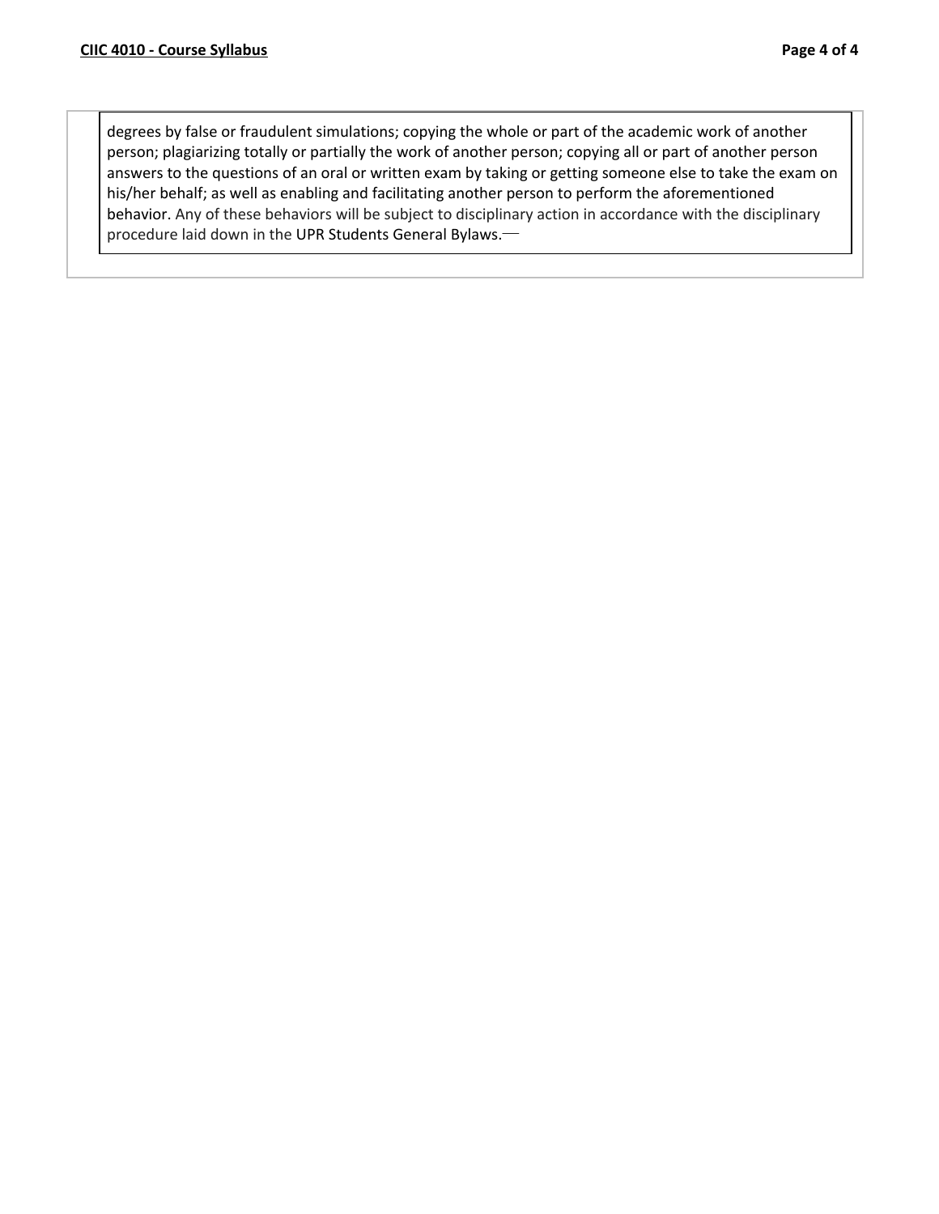degrees by false or fraudulent simulations; copying the whole or part of the academic work of another person; plagiarizing totally or partially the work of another person; copying all or part of another person answers to the questions of an oral or written exam by taking or getting someone else to take the exam on his/her behalf; as well as enabling and facilitating another person to perform the aforementioned behavior. Any of these behaviors will be subject to disciplinary action in accordance with the disciplinary procedure laid down in the UPR Students General Bylaws.